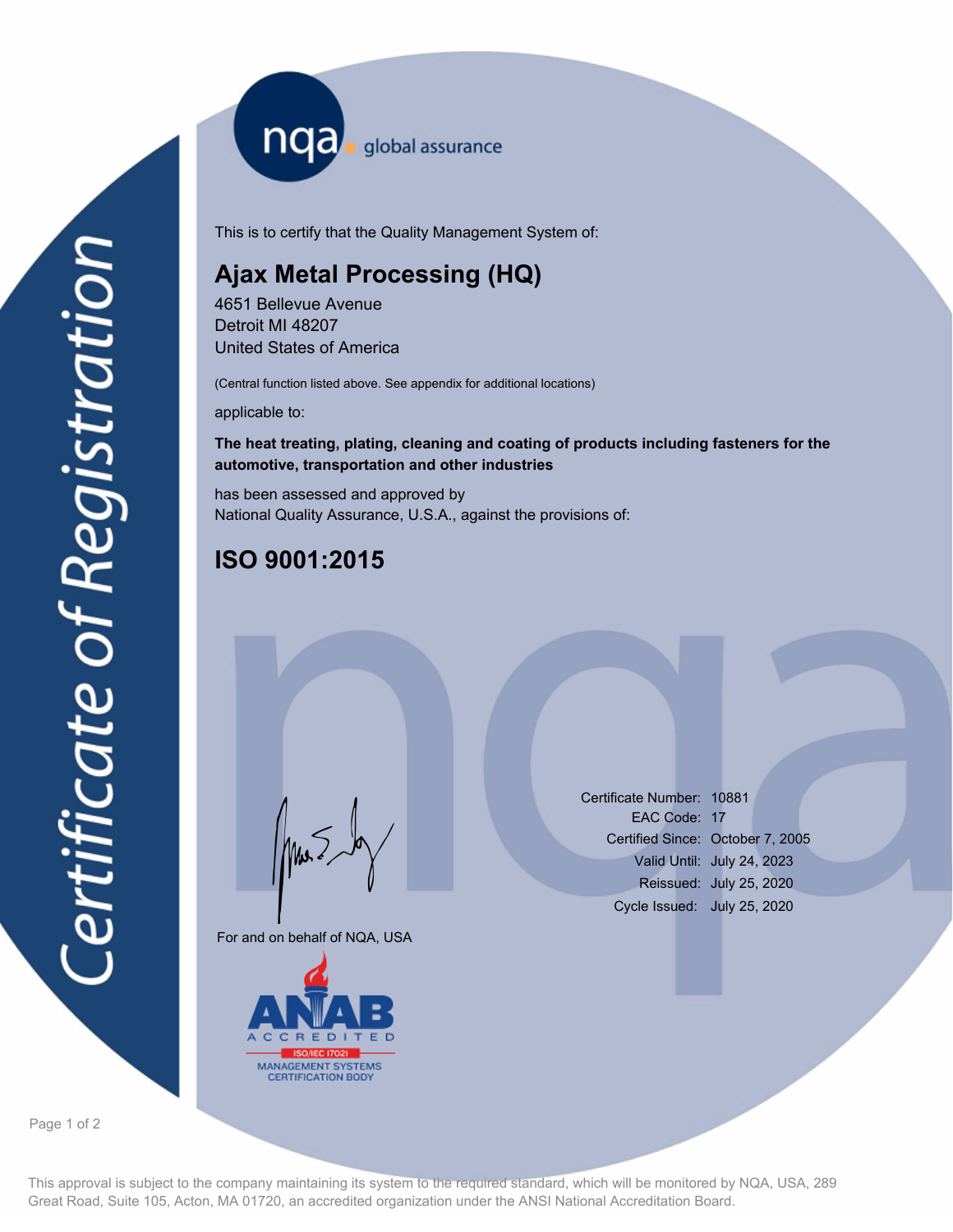nqa global assurance

# Certificate of Registration

This is to certify that the Quality Management System of:

## Ajax Metal Processing (HQ)

4651 Bellevue Avenue
Detroit MI 48207
United States of America

(Central function listed above. See appendix for additional locations)

applicable to:

**The heat treating, plating, cleaning and coating of products including fasteners for the automotive, transportation and other industries**

has been assessed and approved by
National Quality Assurance, U.S.A., against the provisions of:

## ISO 9001:2015

For and on behalf of NQA, USA

| | |
|---|---|
| Certificate Number: | 10881 |
| EAC Code: | 17 |
| Certified Since: | October 7, 2005 |
| Valid Until: | July 24, 2023 |
| Reissued: | July 25, 2020 |
| Cycle Issued: | July 25, 2020 |

ANAB ACCREDITED
ISO/IEC 17021
MANAGEMENT SYSTEMS CERTIFICATION BODY

This approval is subject to the company maintaining its system to the required standard, which will be monitored by NQA, USA, 289 Great Road, Suite 105, Acton, MA 01720, an accredited organization under the ANSI National Accreditation Board.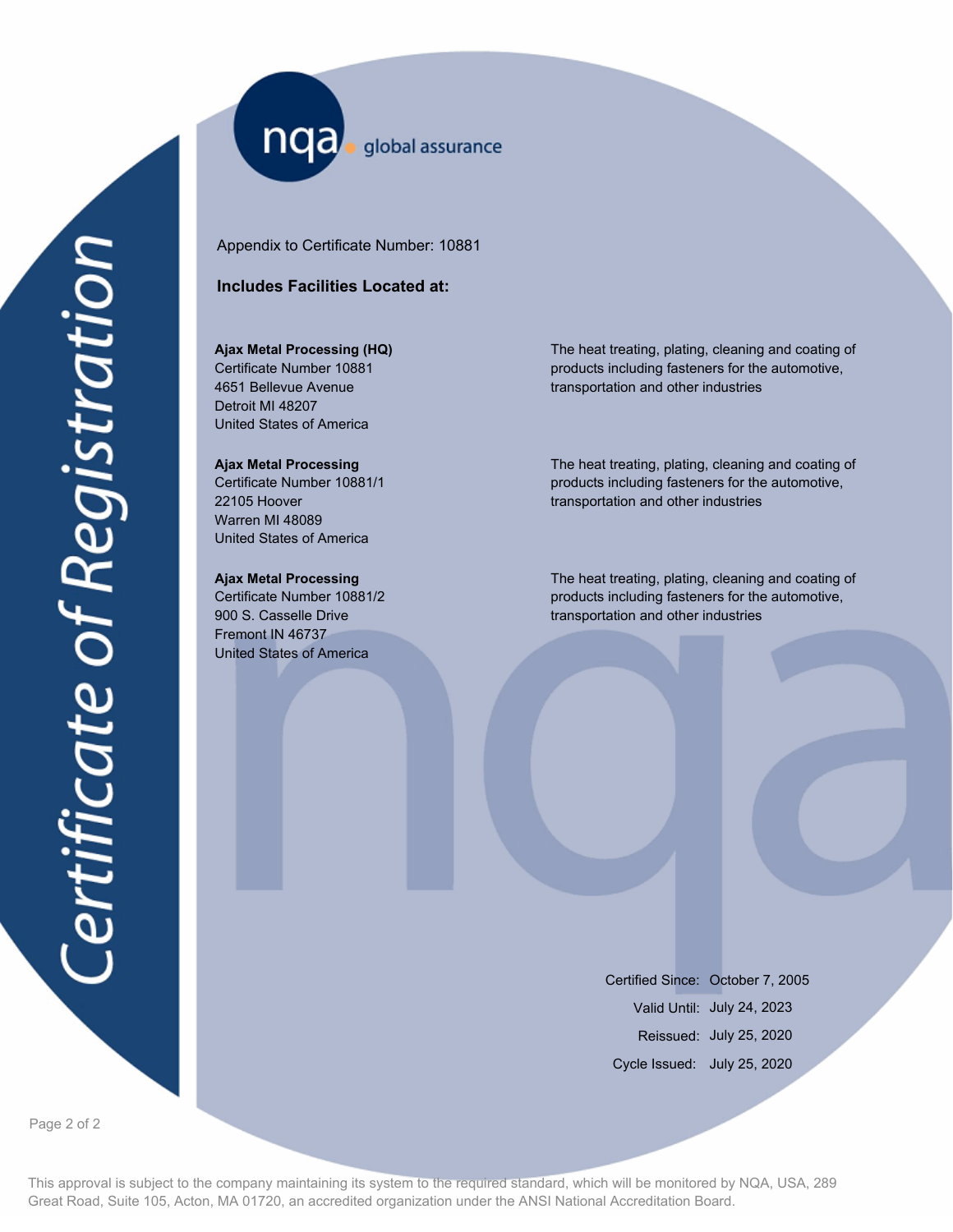Certificate of Registration

nqa. global assurance

Appendix to Certificate Number: 10881

**Includes Facilities Located at:**

| | |
|---|---|
| **Ajax Metal Processing (HQ)**<br>Certificate Number 10881<br>4651 Bellevue Avenue<br>Detroit MI 48207<br>United States of America | The heat treating, plating, cleaning and coating of products including fasteners for the automotive, transportation and other industries |
| **Ajax Metal Processing**<br>Certificate Number 10881/1<br>22105 Hoover<br>Warren MI 48089<br>United States of America | The heat treating, plating, cleaning and coating of products including fasteners for the automotive, transportation and other industries |
| **Ajax Metal Processing**<br>Certificate Number 10881/2<br>900 S. Casselle Drive<br>Fremont IN 46737<br>United States of America | The heat treating, plating, cleaning and coating of products including fasteners for the automotive, transportation and other industries |

Certified Since: October 7, 2005

Valid Until: July 24, 2023

Reissued: July 25, 2020

Cycle Issued: July 25, 2020

This approval is subject to the company maintaining its system to the required standard, which will be monitored by NQA, USA, 289 Great Road, Suite 105, Acton, MA 01720, an accredited organization under the ANSI National Accreditation Board.